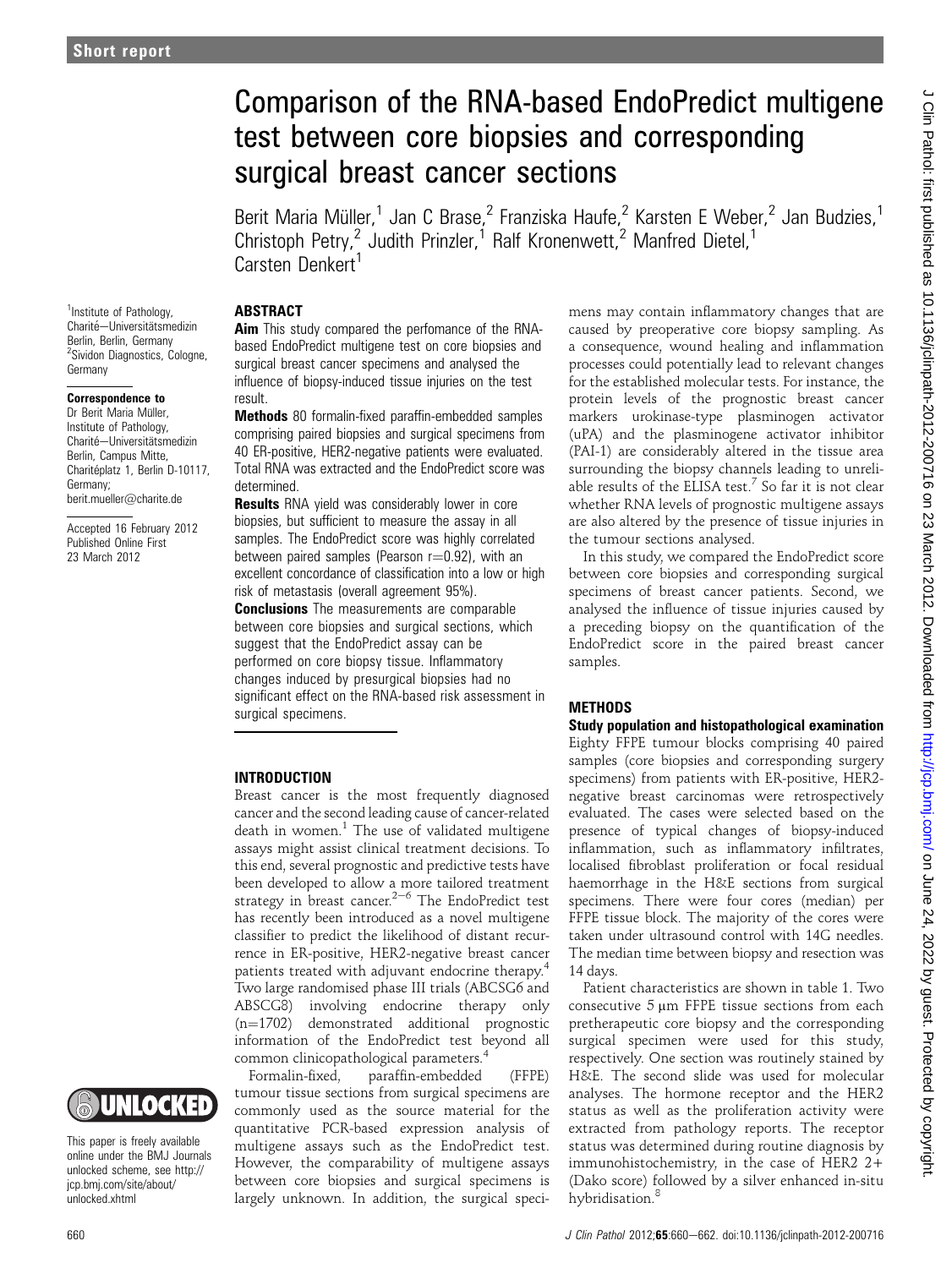Short report

# Comparison of the RNA-based EndoPredict multigene test between core biopsies and corresponding surgical breast cancer sections

Berit Maria Müller,[1] Jan C Brase,[2] Franziska Haufe,[2] Karsten E Weber,[2] Jan Budczies,[1] Christoph Petry,[2] Judith Prinzler,[1] Ralf Kronenwett,[2] Manfred Dietel,[1] Carsten Denkert[1]

[1]Institute of Pathology, Charité—Universitätsmedizin Berlin, Berlin, Germany
[2]Sividon Diagnostics, Cologne, Germany

**Correspondence to**
Dr Berit Maria Müller, Institute of Pathology, Charité—Universitätsmedizin Berlin, Campus Mitte, Charitéplatz 1, Berlin D-10117, Germany; berit.mueller@charite.de

Accepted 16 February 2012
Published Online First 23 March 2012

## ABSTRACT

**Aim** This study compared the perfomance of the RNA-based EndoPredict multigene test on core biopsies and surgical breast cancer specimens and analysed the influence of biopsy-induced tissue injuries on the test result.

**Methods** 80 formalin-fixed paraffin-embedded samples comprising paired biopsies and surgical specimens from 40 ER-positive, HER2-negative patients were evaluated. Total RNA was extracted and the EndoPredict score was determined.

**Results** RNA yield was considerably lower in core biopsies, but sufficient to measure the assay in all samples. The EndoPredict score was highly correlated between paired samples (Pearson r=0.92), with an excellent concordance of classification into a low or high risk of metastasis (overall agreement 95%).

**Conclusions** The measurements are comparable between core biopsies and surgical sections, which suggest that the EndoPredict assay can be performed on core biopsy tissue. Inflammatory changes induced by presurgical biopsies had no significant effect on the RNA-based risk assessment in surgical specimens.

## INTRODUCTION

Breast cancer is the most frequently diagnosed cancer and the second leading cause of cancer-related death in women.[1] The use of validated multigene assays might assist clinical treatment decisions. To this end, several prognostic and predictive tests have been developed to allow a more tailored treatment strategy in breast cancer.[2–6] The EndoPredict test has recently been introduced as a novel multigene classifier to predict the likelihood of distant recurrence in ER-positive, HER2-negative breast cancer patients treated with adjuvant endocrine therapy.[4] Two large randomised phase III trials (ABCSG6 and ABSCG8) involving endocrine therapy only (n=1702) demonstrated additional prognostic information of the EndoPredict test beyond all common clinicopathological parameters.[4]

Formalin-fixed, paraffin-embedded (FFPE) tumour tissue sections from surgical specimens are commonly used as the source material for the quantitative PCR-based expression analysis of multigene assays such as the EndoPredict test. However, the comparability of multigene assays between core biopsies and surgical specimens is largely unknown. In addition, the surgical specimens may contain inflammatory changes that are caused by preoperative core biopsy sampling. As a consequence, wound healing and inflammation processes could potentially lead to relevant changes for the established molecular tests. For instance, the protein levels of the prognostic breast cancer markers urokinase-type plasminogen activator (uPA) and the plasminogene activator inhibitor (PAI-1) are considerably altered in the tissue area surrounding the biopsy channels leading to unreliable results of the ELISA test.[7] So far it is not clear whether RNA levels of prognostic multigene assays are also altered by the presence of tissue injuries in the tumour sections analysed.

In this study, we compared the EndoPredict score between core biopsies and corresponding surgical specimens of breast cancer patients. Second, we analysed the influence of tissue injuries caused by a preceding biopsy on the quantification of the EndoPredict score in the paired breast cancer samples.

## METHODS

### Study population and histopathological examination

Eighty FFPE tumour blocks comprising 40 paired samples (core biopsies and corresponding surgery specimens) from patients with ER-positive, HER2-negative breast carcinomas were retrospectively evaluated. The cases were selected based on the presence of typical changes of biopsy-induced inflammation, such as inflammatory infiltrates, localised fibroblast proliferation or focal residual haemorrhage in the H&E sections from surgical specimens. There were four cores (median) per FFPE tissue block. The majority of the cores were taken under ultrasound control with 14G needles. The median time between biopsy and resection was 14 days.

Patient characteristics are shown in table 1. Two consecutive 5 µm FFPE tissue sections from each pretherapeutic core biopsy and the corresponding surgical specimen were used for this study, respectively. One section was routinely stained by H&E. The second slide was used for molecular analyses. The hormone receptor and the HER2 status as well as the proliferation activity were extracted from pathology reports. The receptor status was determined during routine diagnosis by immunohistochemistry, in the case of HER2 2+ (Dako score) followed by a silver enhanced in-situ hybridisation.[8]

This paper is freely available online under the BMJ Journals unlocked scheme, see http://jcp.bmj.com/site/about/unlocked.xhtml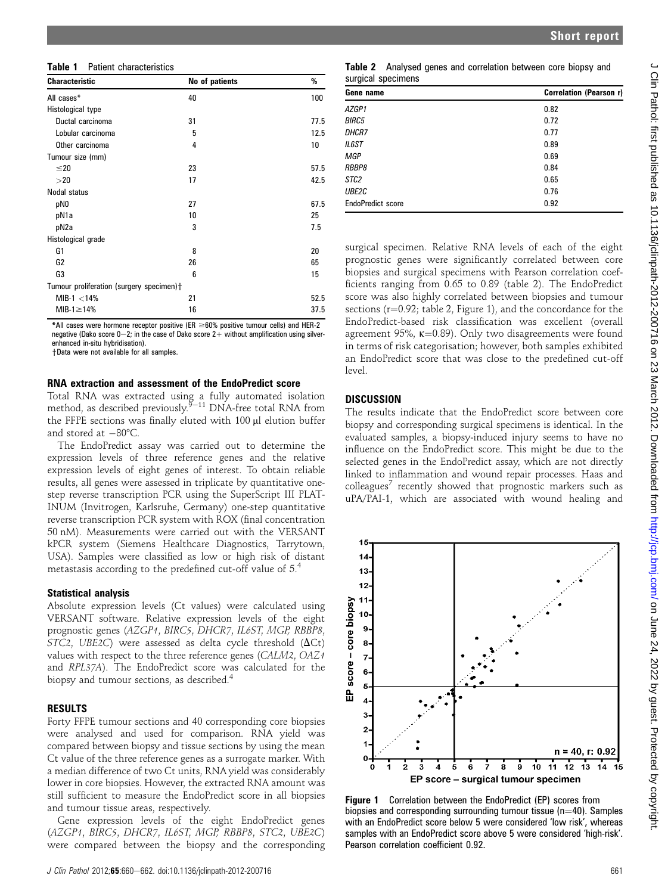**Table 1** Patient characteristics

| Characteristic | No of patients | % |
|---|---|---|
| All cases* | 40 | 100 |
| Histological type | | |
| Ductal carcinoma | 31 | 77.5 |
| Lobular carcinoma | 5 | 12.5 |
| Other carcinoma | 4 | 10 |
| Tumour size (mm) | | |
| ≤20 | 23 | 57.5 |
| >20 | 17 | 42.5 |
| Nodal status | | |
| pN0 | 27 | 67.5 |
| pN1a | 10 | 25 |
| pN2a | 3 | 7.5 |
| Histological grade | | |
| G1 | 8 | 20 |
| G2 | 26 | 65 |
| G3 | 6 | 15 |
| Tumour proliferation (surgery specimen)† | | |
| MIB-1 <14% | 21 | 52.5 |
| MIB-1≥14% | 16 | 37.5 |

*All cases were hormone receptor positive (ER ≥60% positive tumour cells) and HER-2 negative (Dako score 0–2; in the case of Dako score 2+ without amplification using silver-enhanced in-situ hybridisation).
†Data were not available for all samples.

### RNA extraction and assessment of the EndoPredict score

Total RNA was extracted using a fully automated isolation method, as described previously.[9–11] DNA-free total RNA from the FFPE sections was finally eluted with 100 μl elution buffer and stored at −80°C.

The EndoPredict assay was carried out to determine the expression levels of three reference genes and the relative expression levels of eight genes of interest. To obtain reliable results, all genes were assessed in triplicate by quantitative one-step reverse transcription PCR using the SuperScript III PLATINUM (Invitrogen, Karlsruhe, Germany) one-step quantitative reverse transcription PCR system with ROX (final concentration 50 nM). Measurements were carried out with the VERSANT kPCR system (Siemens Healthcare Diagnostics, Tarrytown, USA). Samples were classified as low or high risk of distant metastasis according to the predefined cut-off value of 5.[4]

### Statistical analysis

Absolute expression levels (Ct values) were calculated using VERSANT software. Relative expression levels of the eight prognostic genes (*AZGP1, BIRC5, DHCR7, IL6ST, MGP, RBBP8, STC2, UBE2C*) were assessed as delta cycle threshold (ΔCt) values with respect to the three reference genes (*CALM2, OAZ1* and *RPL37A*). The EndoPredict score was calculated for the biopsy and tumour sections, as described.[4]

## RESULTS

Forty FFPE tumour sections and 40 corresponding core biopsies were analysed and used for comparison. RNA yield was compared between biopsy and tissue sections by using the mean Ct value of the three reference genes as a surrogate marker. With a median difference of two Ct units, RNA yield was considerably lower in core biopsies. However, the extracted RNA amount was still sufficient to measure the EndoPredict score in all biopsies and tumour tissue areas, respectively.

Gene expression levels of the eight EndoPredict genes (*AZGP1, BIRC5, DHCR7, IL6ST, MGP, RBBP8, STC2, UBE2C*) were compared between the biopsy and the corresponding surgical specimen. Relative RNA levels of each of the eight prognostic genes were significantly correlated between core biopsies and surgical specimens with Pearson correlation coefficients ranging from 0.65 to 0.89 (table 2). The EndoPredict score was also highly correlated between biopsies and tumour sections (r=0.92; table 2, Figure 1), and the concordance for the EndoPredict-based risk classification was excellent (overall agreement 95%, κ=0.89). Only two disagreements were found in terms of risk categorisation; however, both samples exhibited an EndoPredict score that was close to the predefined cut-off level.

**Table 2** Analysed genes and correlation between core biopsy and surgical specimens

| Gene name | Correlation (Pearson r) |
|---|---|
| *AZGP1* | 0.82 |
| *BIRC5* | 0.72 |
| *DHCR7* | 0.77 |
| *IL6ST* | 0.89 |
| *MGP* | 0.69 |
| *RBBP8* | 0.84 |
| *STC2* | 0.65 |
| *UBE2C* | 0.76 |
| EndoPredict score | 0.92 |

## DISCUSSION

The results indicate that the EndoPredict score between core biopsy and corresponding surgical specimens is identical. In the evaluated samples, a biopsy-induced injury seems to have no influence on the EndoPredict score. This might be due to the selected genes in the EndoPredict assay, which are not directly linked to inflammation and wound repair processes. Haas and colleagues[7] recently showed that prognostic markers such as uPA/PAI-1, which are associated with wound healing and

**Figure 1** Correlation between the EndoPredict (EP) scores from biopsies and corresponding surrounding tumour tissue (n=40). Samples with an EndoPredict score below 5 were considered 'low risk', whereas samples with an EndoPredict score above 5 were considered 'high-risk'. Pearson correlation coefficient 0.92.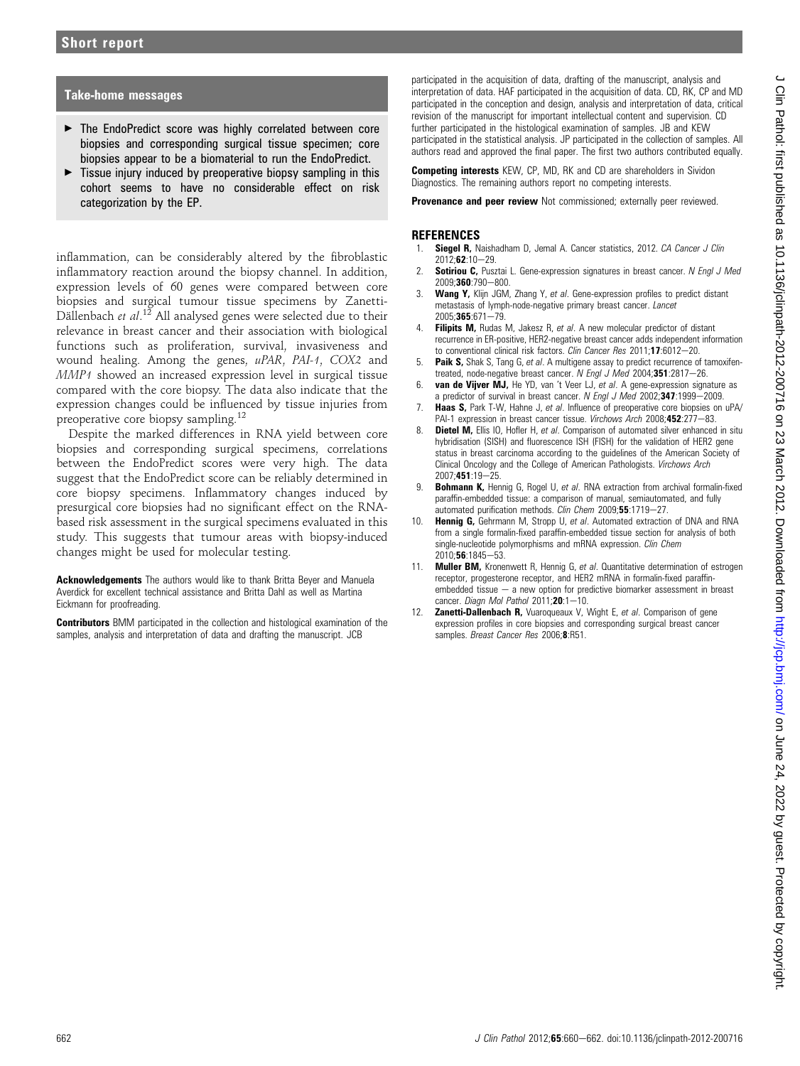## Take-home messages

- The EndoPredict score was highly correlated between core biopsies and corresponding surgical tissue specimen; core biopsies appear to be a biomaterial to run the EndoPredict.
- Tissue injury induced by preoperative biopsy sampling in this cohort seems to have no considerable effect on risk categorization by the EP.

inflammation, can be considerably altered by the fibroblastic inflammatory reaction around the biopsy channel. In addition, expression levels of 60 genes were compared between core biopsies and surgical tumour tissue specimens by Zanetti-Dällenbach *et al*.[12] All analysed genes were selected due to their relevance in breast cancer and their association with biological functions such as proliferation, survival, invasiveness and wound healing. Among the genes, *uPAR*, *PAI-1*, *COX2* and *MMP1* showed an increased expression level in surgical tissue compared with the core biopsy. The data also indicate that the expression changes could be influenced by tissue injuries from preoperative core biopsy sampling.[12]

Despite the marked differences in RNA yield between core biopsies and corresponding surgical specimens, correlations between the EndoPredict scores were very high. The data suggest that the EndoPredict score can be reliably determined in core biopsy specimens. Inflammatory changes induced by presurgical core biopsies had no significant effect on the RNA-based risk assessment in the surgical specimens evaluated in this study. This suggests that tumour areas with biopsy-induced changes might be used for molecular testing.

**Acknowledgements** The authors would like to thank Britta Beyer and Manuela Averdick for excellent technical assistance and Britta Dahl as well as Martina Eickmann for proofreading.

**Contributors** BMM participated in the collection and histological examination of the samples, analysis and interpretation of data and drafting the manuscript. JCB participated in the acquisition of data, drafting of the manuscript, analysis and interpretation of data. HAF participated in the acquisition of data. CD, RK, CP and MD participated in the conception and design, analysis and interpretation of data, critical revision of the manuscript for important intellectual content and supervision. CD further participated in the histological examination of samples. JB and KEW participated in the statistical analysis. JP participated in the collection of samples. All authors read and approved the final paper. The first two authors contributed equally.

**Competing interests** KEW, CP, MD, RK and CD are shareholders in Sividon Diagnostics. The remaining authors report no competing interests.

**Provenance and peer review** Not commissioned; externally peer reviewed.

## REFERENCES

1. **Siegel R,** Naishadham D, Jemal A. Cancer statistics, 2012. *CA Cancer J Clin* 2012;**62**:10–29.
2. **Sotiriou C,** Pusztai L. Gene-expression signatures in breast cancer. *N Engl J Med* 2009;**360**:790–800.
3. **Wang Y,** Klijn JGM, Zhang Y, *et al*. Gene-expression profiles to predict distant metastasis of lymph-node-negative primary breast cancer. *Lancet* 2005;**365**:671–79.
4. **Filipits M,** Rudas M, Jakesz R, *et al*. A new molecular predictor of distant recurrence in ER-positive, HER2-negative breast cancer adds independent information to conventional clinical risk factors. *Clin Cancer Res* 2011;**17**:6012–20.
5. **Paik S,** Shak S, Tang G, *et al*. A multigene assay to predict recurrence of tamoxifen-treated, node-negative breast cancer. *N Engl J Med* 2004;**351**:2817–26.
6. **van de Vijver MJ,** He YD, van 't Veer LJ, *et al*. A gene-expression signature as a predictor of survival in breast cancer. *N Engl J Med* 2002;**347**:1999–2009.
7. **Haas S,** Park T-W, Hahne J, *et al*. Influence of preoperative core biopsies on uPA/PAI-1 expression in breast cancer tissue. *Virchows Arch* 2008;**452**:277–83.
8. **Dietel M,** Ellis IO, Hofler H, *et al*. Comparison of automated silver enhanced in situ hybridisation (SISH) and fluorescence ISH (FISH) for the validation of HER2 gene status in breast carcinoma according to the guidelines of the American Society of Clinical Oncology and the College of American Pathologists. *Virchows Arch* 2007;**451**:19–25.
9. **Bohmann K,** Hennig G, Rogel U, *et al*. RNA extraction from archival formalin-fixed paraffin-embedded tissue: a comparison of manual, semiautomated, and fully automated purification methods. *Clin Chem* 2009;**55**:1719–27.
10. **Hennig G,** Gehrmann M, Stropp U, *et al*. Automated extraction of DNA and RNA from a single formalin-fixed paraffin-embedded tissue section for analysis of both single-nucleotide polymorphisms and mRNA expression. *Clin Chem* 2010;**56**:1845–53.
11. **Muller BM,** Kronenwett R, Hennig G, *et al*. Quantitative determination of estrogen receptor, progesterone receptor, and HER2 mRNA in formalin-fixed paraffin-embedded tissue — a new option for predictive biomarker assessment in breast cancer. *Diagn Mol Pathol* 2011;**20**:1–10.
12. **Zanetti-Dallenbach R,** Vuaroqueaux V, Wight E, *et al*. Comparison of gene expression profiles in core biopsies and corresponding surgical breast cancer samples. *Breast Cancer Res* 2006;**8**:R51.